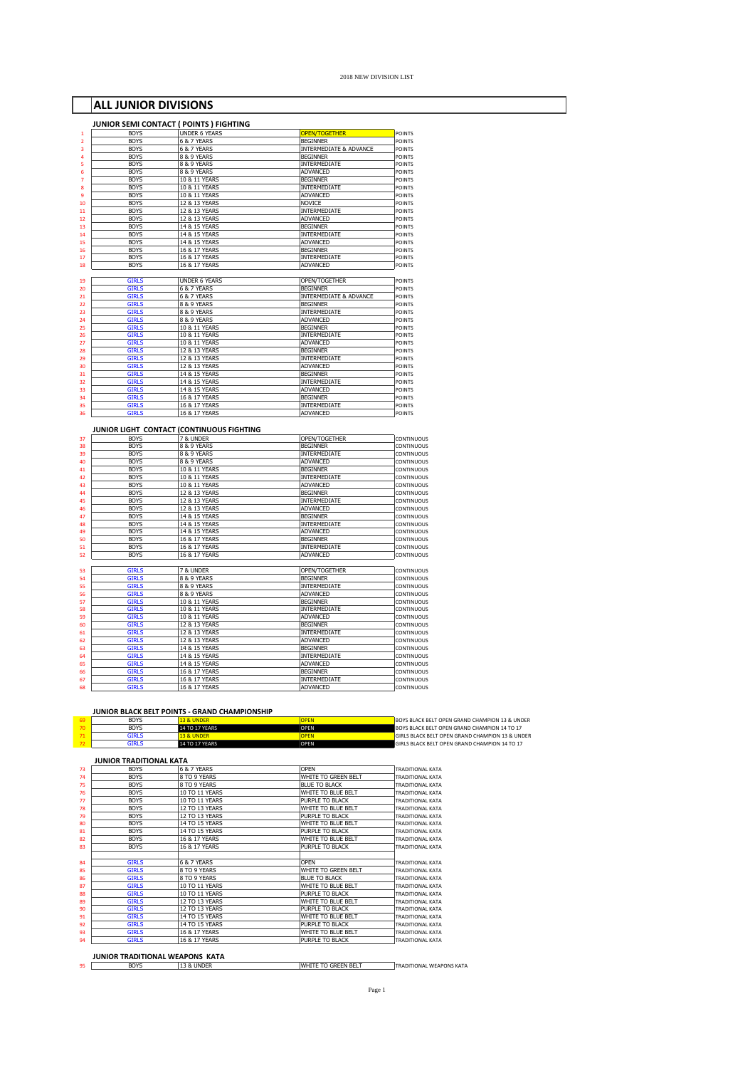2018 NEW DIVISION LIST

# ALL JUNIOR DIVISIONS

### JUNIOR SEMI CONTACT ( POINTS ) FIGHTING

| # | | | | |
|---|---|---|---|---|
| 1 | BOYS | UNDER 6 YEARS | OPEN/TOGETHER | POINTS |
| 2 | BOYS | 6 & 7 YEARS | BEGINNER | POINTS |
| 3 | BOYS | 6 & 7 YEARS | INTERMEDIATE & ADVANCE | POINTS |
| 4 | BOYS | 8 & 9 YEARS | BEGINNER | POINTS |
| 5 | BOYS | 8 & 9 YEARS | INTERMEDIATE | POINTS |
| 6 | BOYS | 8 & 9 YEARS | ADVANCED | POINTS |
| 7 | BOYS | 10 & 11 YEARS | BEGINNER | POINTS |
| 8 | BOYS | 10 & 11 YEARS | INTERMEDIATE | POINTS |
| 9 | BOYS | 10 & 11 YEARS | ADVANCED | POINTS |
| 10 | BOYS | 12 & 13 YEARS | NOVICE | POINTS |
| 11 | BOYS | 12 & 13 YEARS | INTERMEDIATE | POINTS |
| 12 | BOYS | 12 & 13 YEARS | ADVANCED | POINTS |
| 13 | BOYS | 14 & 15 YEARS | BEGINNER | POINTS |
| 14 | BOYS | 14 & 15 YEARS | INTERMEDIATE | POINTS |
| 15 | BOYS | 14 & 15 YEARS | ADVANCED | POINTS |
| 16 | BOYS | 16 & 17 YEARS | BEGINNER | POINTS |
| 17 | BOYS | 16 & 17 YEARS | INTERMEDIATE | POINTS |
| 18 | BOYS | 16 & 17 YEARS | ADVANCED | POINTS |
| 19 | GIRLS | UNDER 6 YEARS | OPEN/TOGETHER | POINTS |
| 20 | GIRLS | 6 & 7 YEARS | BEGINNER | POINTS |
| 21 | GIRLS | 6 & 7 YEARS | INTERMEDIATE & ADVANCE | POINTS |
| 22 | GIRLS | 8 & 9 YEARS | BEGINNER | POINTS |
| 23 | GIRLS | 8 & 9 YEARS | INTERMEDIATE | POINTS |
| 24 | GIRLS | 8 & 9 YEARS | ADVANCED | POINTS |
| 25 | GIRLS | 10 & 11 YEARS | BEGINNER | POINTS |
| 26 | GIRLS | 10 & 11 YEARS | INTERMEDIATE | POINTS |
| 27 | GIRLS | 10 & 11 YEARS | ADVANCED | POINTS |
| 28 | GIRLS | 12 & 13 YEARS | BEGINNER | POINTS |
| 29 | GIRLS | 12 & 13 YEARS | INTERMEDIATE | POINTS |
| 30 | GIRLS | 12 & 13 YEARS | ADVANCED | POINTS |
| 31 | GIRLS | 14 & 15 YEARS | BEGINNER | POINTS |
| 32 | GIRLS | 14 & 15 YEARS | INTERMEDIATE | POINTS |
| 33 | GIRLS | 14 & 15 YEARS | ADVANCED | POINTS |
| 34 | GIRLS | 16 & 17 YEARS | BEGINNER | POINTS |
| 35 | GIRLS | 16 & 17 YEARS | INTERMEDIATE | POINTS |
| 36 | GIRLS | 16 & 17 YEARS | ADVANCED | POINTS |

### JUNIOR LIGHT CONTACT (CONTINUOUS FIGHTING

| # | | | | |
|---|---|---|---|---|
| 37 | BOYS | 7 & UNDER | OPEN/TOGETHER | CONTINUOUS |
| 38 | BOYS | 8 & 9 YEARS | BEGINNER | CONTINUOUS |
| 39 | BOYS | 8 & 9 YEARS | INTERMEDIATE | CONTINUOUS |
| 40 | BOYS | 8 & 9 YEARS | ADVANCED | CONTINUOUS |
| 41 | BOYS | 10 & 11 YEARS | BEGINNER | CONTINUOUS |
| 42 | BOYS | 10 & 11 YEARS | INTERMEDIATE | CONTINUOUS |
| 43 | BOYS | 10 & 11 YEARS | ADVANCED | CONTINUOUS |
| 44 | BOYS | 12 & 13 YEARS | BEGINNER | CONTINUOUS |
| 45 | BOYS | 12 & 13 YEARS | INTERMEDIATE | CONTINUOUS |
| 46 | BOYS | 12 & 13 YEARS | ADVANCED | CONTINUOUS |
| 47 | BOYS | 14 & 15 YEARS | BEGINNER | CONTINUOUS |
| 48 | BOYS | 14 & 15 YEARS | INTERMEDIATE | CONTINUOUS |
| 49 | BOYS | 14 & 15 YEARS | ADVANCED | CONTINUOUS |
| 50 | BOYS | 16 & 17 YEARS | BEGINNER | CONTINUOUS |
| 51 | BOYS | 16 & 17 YEARS | INTERMEDIATE | CONTINUOUS |
| 52 | BOYS | 16 & 17 YEARS | ADVANCED | CONTINUOUS |
| 53 | GIRLS | 7 & UNDER | OPEN/TOGETHER | CONTINUOUS |
| 54 | GIRLS | 8 & 9 YEARS | BEGINNER | CONTINUOUS |
| 55 | GIRLS | 8 & 9 YEARS | INTERMEDIATE | CONTINUOUS |
| 56 | GIRLS | 8 & 9 YEARS | ADVANCED | CONTINUOUS |
| 57 | GIRLS | 10 & 11 YEARS | BEGINNER | CONTINUOUS |
| 58 | GIRLS | 10 & 11 YEARS | INTERMEDIATE | CONTINUOUS |
| 59 | GIRLS | 10 & 11 YEARS | ADVANCED | CONTINUOUS |
| 60 | GIRLS | 12 & 13 YEARS | BEGINNER | CONTINUOUS |
| 61 | GIRLS | 12 & 13 YEARS | INTERMEDIATE | CONTINUOUS |
| 62 | GIRLS | 12 & 13 YEARS | ADVANCED | CONTINUOUS |
| 63 | GIRLS | 14 & 15 YEARS | BEGINNER | CONTINUOUS |
| 64 | GIRLS | 14 & 15 YEARS | INTERMEDIATE | CONTINUOUS |
| 65 | GIRLS | 14 & 15 YEARS | ADVANCED | CONTINUOUS |
| 66 | GIRLS | 16 & 17 YEARS | BEGINNER | CONTINUOUS |
| 67 | GIRLS | 16 & 17 YEARS | INTERMEDIATE | CONTINUOUS |
| 68 | GIRLS | 16 & 17 YEARS | ADVANCED | CONTINUOUS |

### JUNIOR BLACK BELT POINTS - GRAND CHAMPIONSHIP

| # | | | | |
|---|---|---|---|---|
| 69 | BOYS | 13 & UNDER | OPEN | BOYS BLACK BELT OPEN GRAND CHAMPION 13 & UNDER |
| 70 | BOYS | 14 TO 17 YEARS | OPEN | BOYS BLACK BELT OPEN GRAND CHAMPION 14 TO 17 |
| 71 | GIRLS | 13 & UNDER | OPEN | GIRLS BLACK BELT OPEN GRAND CHAMPION 13 & UNDER |
| 72 | GIRLS | 14 TO 17 YEARS | OPEN | GIRLS BLACK BELT OPEN GRAND CHAMPION 14 TO 17 |

### JUNIOR TRADITIONAL KATA

| # | | | | |
|---|---|---|---|---|
| 73 | BOYS | 6 & 7 YEARS | OPEN | TRADITIONAL KATA |
| 74 | BOYS | 8 TO 9 YEARS | WHITE TO GREEN BELT | TRADITIONAL KATA |
| 75 | BOYS | 8 TO 9 YEARS | BLUE TO BLACK | TRADITIONAL KATA |
| 76 | BOYS | 10 TO 11 YEARS | WHITE TO BLUE BELT | TRADITIONAL KATA |
| 77 | BOYS | 10 TO 11 YEARS | PURPLE TO BLACK | TRADITIONAL KATA |
| 78 | BOYS | 12 TO 13 YEARS | WHITE TO BLUE BELT | TRADITIONAL KATA |
| 79 | BOYS | 12 TO 13 YEARS | PURPLE TO BLACK | TRADITIONAL KATA |
| 80 | BOYS | 14 TO 15 YEARS | WHITE TO BLUE BELT | TRADITIONAL KATA |
| 81 | BOYS | 14 TO 15 YEARS | PURPLE TO BLACK | TRADITIONAL KATA |
| 82 | BOYS | 16 & 17 YEARS | WHITE TO BLUE BELT | TRADITIONAL KATA |
| 83 | BOYS | 16 & 17 YEARS | PURPLE TO BLACK | TRADITIONAL KATA |
| 84 | GIRLS | 6 & 7 YEARS | OPEN | TRADITIONAL KATA |
| 85 | GIRLS | 8 TO 9 YEARS | WHITE TO GREEN BELT | TRADITIONAL KATA |
| 86 | GIRLS | 8 TO 9 YEARS | BLUE TO BLACK | TRADITIONAL KATA |
| 87 | GIRLS | 10 TO 11 YEARS | WHITE TO BLUE BELT | TRADITIONAL KATA |
| 88 | GIRLS | 10 TO 11 YEARS | PURPLE TO BLACK | TRADITIONAL KATA |
| 89 | GIRLS | 12 TO 13 YEARS | WHITE TO BLUE BELT | TRADITIONAL KATA |
| 90 | GIRLS | 12 TO 13 YEARS | PURPLE TO BLACK | TRADITIONAL KATA |
| 91 | GIRLS | 14 TO 15 YEARS | WHITE TO BLUE BELT | TRADITIONAL KATA |
| 92 | GIRLS | 14 TO 15 YEARS | PURPLE TO BLACK | TRADITIONAL KATA |
| 93 | GIRLS | 16 & 17 YEARS | WHITE TO BLUE BELT | TRADITIONAL KATA |
| 94 | GIRLS | 16 & 17 YEARS | PURPLE TO BLACK | TRADITIONAL KATA |

### JUNIOR TRADITIONAL WEAPONS KATA

| # | | | | |
|---|---|---|---|---|
| 95 | BOYS | 13 & UNDER | WHITE TO GREEN BELT | TRADITIONAL WEAPONS KATA |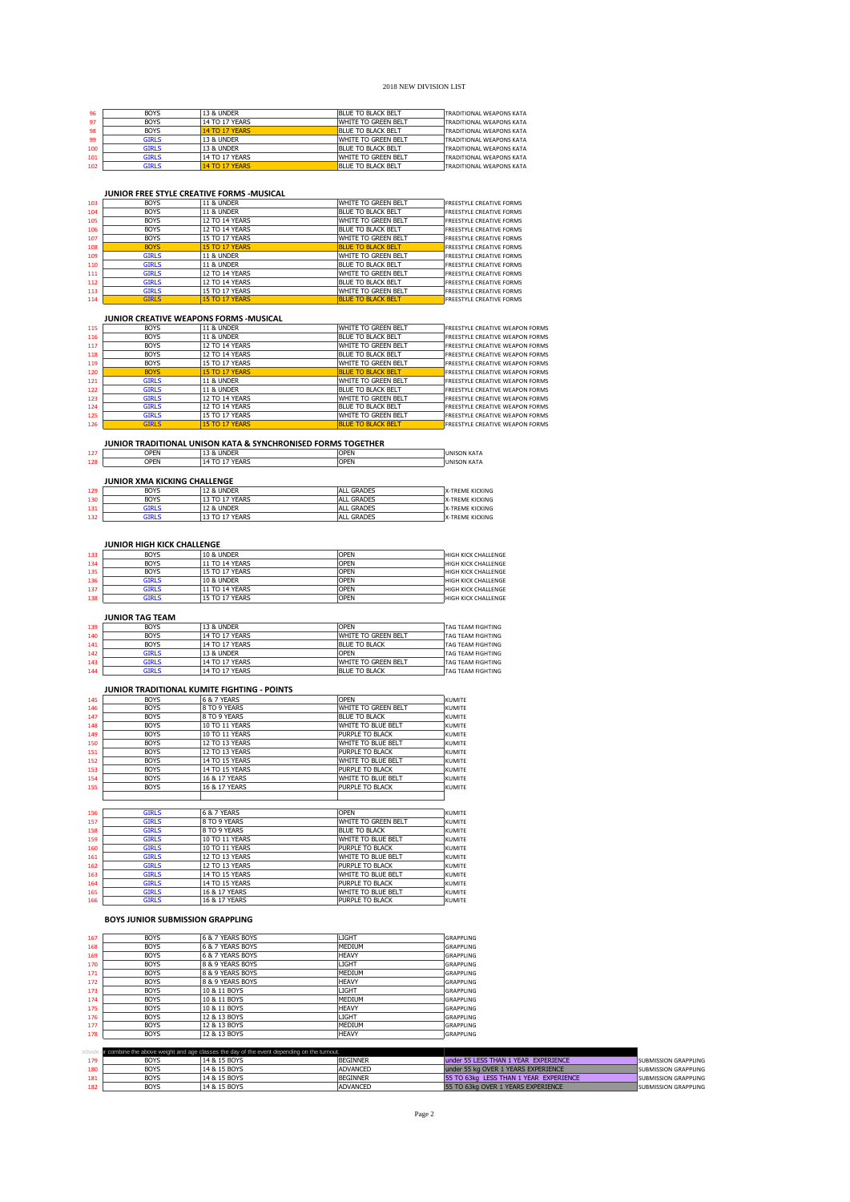2018 NEW DIVISION LIST

| | | | | |
|---|---|---|---|---|
| 96 | BOYS | 13 & UNDER | BLUE TO BLACK BELT | TRADITIONAL WEAPONS KATA |
| 97 | BOYS | 14 TO 17 YEARS | WHITE TO GREEN BELT | TRADITIONAL WEAPONS KATA |
| 98 | BOYS | 14 TO 17 YEARS | BLUE TO BLACK BELT | TRADITIONAL WEAPONS KATA |
| 99 | GIRLS | 13 & UNDER | WHITE TO GREEN BELT | TRADITIONAL WEAPONS KATA |
| 100 | GIRLS | 13 & UNDER | BLUE TO BLACK BELT | TRADITIONAL WEAPONS KATA |
| 101 | GIRLS | 14 TO 17 YEARS | WHITE TO GREEN BELT | TRADITIONAL WEAPONS KATA |
| 102 | GIRLS | 14 TO 17 YEARS | BLUE TO BLACK BELT | TRADITIONAL WEAPONS KATA |

### JUNIOR FREE STYLE CREATIVE FORMS -MUSICAL

| | | | | |
|---|---|---|---|---|
| 103 | BOYS | 11 & UNDER | WHITE TO GREEN BELT | FREESTYLE CREATIVE FORMS |
| 104 | BOYS | 11 & UNDER | BLUE TO BLACK BELT | FREESTYLE CREATIVE FORMS |
| 105 | BOYS | 12 TO 14 YEARS | WHITE TO GREEN BELT | FREESTYLE CREATIVE FORMS |
| 106 | BOYS | 12 TO 14 YEARS | BLUE TO BLACK BELT | FREESTYLE CREATIVE FORMS |
| 107 | BOYS | 15 TO 17 YEARS | WHITE TO GREEN BELT | FREESTYLE CREATIVE FORMS |
| 108 | BOYS | 15 TO 17 YEARS | BLUE TO BLACK BELT | FREESTYLE CREATIVE FORMS |
| 109 | GIRLS | 11 & UNDER | WHITE TO GREEN BELT | FREESTYLE CREATIVE FORMS |
| 110 | GIRLS | 11 & UNDER | BLUE TO BLACK BELT | FREESTYLE CREATIVE FORMS |
| 111 | GIRLS | 12 TO 14 YEARS | WHITE TO GREEN BELT | FREESTYLE CREATIVE FORMS |
| 112 | GIRLS | 12 TO 14 YEARS | BLUE TO BLACK BELT | FREESTYLE CREATIVE FORMS |
| 113 | GIRLS | 15 TO 17 YEARS | WHITE TO GREEN BELT | FREESTYLE CREATIVE FORMS |
| 114 | GIRLS | 15 TO 17 YEARS | BLUE TO BLACK BELT | FREESTYLE CREATIVE FORMS |

### JUNIOR CREATIVE WEAPONS FORMS -MUSICAL

| | | | | |
|---|---|---|---|---|
| 115 | BOYS | 11 & UNDER | WHITE TO GREEN BELT | FREESTYLE CREATIVE WEAPON FORMS |
| 116 | BOYS | 11 & UNDER | BLUE TO BLACK BELT | FREESTYLE CREATIVE WEAPON FORMS |
| 117 | BOYS | 12 TO 14 YEARS | WHITE TO GREEN BELT | FREESTYLE CREATIVE WEAPON FORMS |
| 118 | BOYS | 12 TO 14 YEARS | BLUE TO BLACK BELT | FREESTYLE CREATIVE WEAPON FORMS |
| 119 | BOYS | 15 TO 17 YEARS | WHITE TO GREEN BELT | FREESTYLE CREATIVE WEAPON FORMS |
| 120 | BOYS | 15 TO 17 YEARS | BLUE TO BLACK BELT | FREESTYLE CREATIVE WEAPON FORMS |
| 121 | GIRLS | 11 & UNDER | WHITE TO GREEN BELT | FREESTYLE CREATIVE WEAPON FORMS |
| 122 | GIRLS | 11 & UNDER | BLUE TO BLACK BELT | FREESTYLE CREATIVE WEAPON FORMS |
| 123 | GIRLS | 12 TO 14 YEARS | WHITE TO GREEN BELT | FREESTYLE CREATIVE WEAPON FORMS |
| 124 | GIRLS | 12 TO 14 YEARS | BLUE TO BLACK BELT | FREESTYLE CREATIVE WEAPON FORMS |
| 125 | GIRLS | 15 TO 17 YEARS | WHITE TO GREEN BELT | FREESTYLE CREATIVE WEAPON FORMS |
| 126 | GIRLS | 15 TO 17 YEARS | BLUE TO BLACK BELT | FREESTYLE CREATIVE WEAPON FORMS |

### JUNIOR TRADITIONAL UNISON KATA & SYNCHRONISED FORMS TOGETHER

| | | | | |
|---|---|---|---|---|
| 127 | OPEN | 13 & UNDER | OPEN | UNISON KATA |
| 128 | OPEN | 14 TO 17 YEARS | OPEN | UNISON KATA |

### JUNIOR XMA KICKING CHALLENGE

| | | | | |
|---|---|---|---|---|
| 129 | BOYS | 12 & UNDER | ALL GRADES | X-TREME KICKING |
| 130 | BOYS | 13 TO 17 YEARS | ALL GRADES | X-TREME KICKING |
| 131 | GIRLS | 12 & UNDER | ALL GRADES | X-TREME KICKING |
| 132 | GIRLS | 13 TO 17 YEARS | ALL GRADES | X-TREME KICKING |

### JUNIOR HIGH KICK CHALLENGE

| | | | | |
|---|---|---|---|---|
| 133 | BOYS | 10 & UNDER | OPEN | HIGH KICK CHALLENGE |
| 134 | BOYS | 11 TO 14 YEARS | OPEN | HIGH KICK CHALLENGE |
| 135 | BOYS | 15 TO 17 YEARS | OPEN | HIGH KICK CHALLENGE |
| 136 | GIRLS | 10 & UNDER | OPEN | HIGH KICK CHALLENGE |
| 137 | GIRLS | 11 TO 14 YEARS | OPEN | HIGH KICK CHALLENGE |
| 138 | GIRLS | 15 TO 17 YEARS | OPEN | HIGH KICK CHALLENGE |

### JUNIOR TAG TEAM

| | | | | |
|---|---|---|---|---|
| 139 | BOYS | 13 & UNDER | OPEN | TAG TEAM FIGHTING |
| 140 | BOYS | 14 TO 17 YEARS | WHITE TO GREEN BELT | TAG TEAM FIGHTING |
| 141 | BOYS | 14 TO 17 YEARS | BLUE TO BLACK | TAG TEAM FIGHTING |
| 142 | GIRLS | 13 & UNDER | OPEN | TAG TEAM FIGHTING |
| 143 | GIRLS | 14 TO 17 YEARS | WHITE TO GREEN BELT | TAG TEAM FIGHTING |
| 144 | GIRLS | 14 TO 17 YEARS | BLUE TO BLACK | TAG TEAM FIGHTING |

### JUNIOR TRADITIONAL KUMITE FIGHTING - POINTS

| | | | | |
|---|---|---|---|---|
| 145 | BOYS | 6 & 7 YEARS | OPEN | KUMITE |
| 146 | BOYS | 8 TO 9 YEARS | WHITE TO GREEN BELT | KUMITE |
| 147 | BOYS | 8 TO 9 YEARS | BLUE TO BLACK | KUMITE |
| 148 | BOYS | 10 TO 11 YEARS | WHITE TO BLUE BELT | KUMITE |
| 149 | BOYS | 10 TO 11 YEARS | PURPLE TO BLACK | KUMITE |
| 150 | BOYS | 12 TO 13 YEARS | WHITE TO BLUE BELT | KUMITE |
| 151 | BOYS | 12 TO 13 YEARS | PURPLE TO BLACK | KUMITE |
| 152 | BOYS | 14 TO 15 YEARS | WHITE TO BLUE BELT | KUMITE |
| 153 | BOYS | 14 TO 15 YEARS | PURPLE TO BLACK | KUMITE |
| 154 | BOYS | 16 & 17 YEARS | WHITE TO BLUE BELT | KUMITE |
| 155 | BOYS | 16 & 17 YEARS | PURPLE TO BLACK | KUMITE |
| 156 | GIRLS | 6 & 7 YEARS | OPEN | KUMITE |
| 157 | GIRLS | 8 TO 9 YEARS | WHITE TO GREEN BELT | KUMITE |
| 158 | GIRLS | 8 TO 9 YEARS | BLUE TO BLACK | KUMITE |
| 159 | GIRLS | 10 TO 11 YEARS | WHITE TO BLUE BELT | KUMITE |
| 160 | GIRLS | 10 TO 11 YEARS | PURPLE TO BLACK | KUMITE |
| 161 | GIRLS | 12 TO 13 YEARS | WHITE TO BLUE BELT | KUMITE |
| 162 | GIRLS | 12 TO 13 YEARS | PURPLE TO BLACK | KUMITE |
| 163 | GIRLS | 14 TO 15 YEARS | WHITE TO BLUE BELT | KUMITE |
| 164 | GIRLS | 14 TO 15 YEARS | PURPLE TO BLACK | KUMITE |
| 165 | GIRLS | 16 & 17 YEARS | WHITE TO BLUE BELT | KUMITE |
| 166 | GIRLS | 16 & 17 YEARS | PURPLE TO BLACK | KUMITE |

### BOYS JUNIOR SUBMISSION GRAPPLING

| | | | | |
|---|---|---|---|---|
| 167 | BOYS | 6 & 7 YEARS BOYS | LIGHT | GRAPPLING |
| 168 | BOYS | 6 & 7 YEARS BOYS | MEDIUM | GRAPPLING |
| 169 | BOYS | 6 & 7 YEARS BOYS | HEAVY | GRAPPLING |
| 170 | BOYS | 8 & 9 YEARS BOYS | LIGHT | GRAPPLING |
| 171 | BOYS | 8 & 9 YEARS BOYS | MEDIUM | GRAPPLING |
| 172 | BOYS | 8 & 9 YEARS BOYS | HEAVY | GRAPPLING |
| 173 | BOYS | 10 & 11 BOYS | LIGHT | GRAPPLING |
| 174 | BOYS | 10 & 11 BOYS | MEDIUM | GRAPPLING |
| 175 | BOYS | 10 & 11 BOYS | HEAVY | GRAPPLING |
| 176 | BOYS | 12 & 13 BOYS | LIGHT | GRAPPLING |
| 177 | BOYS | 12 & 13 BOYS | MEDIUM | GRAPPLING |
| 178 | BOYS | 12 & 13 BOYS | HEAVY | GRAPPLING |

divide or combine the above weight and age classes the day of the event depending on the turnout.

| | | | | | |
|---|---|---|---|---|---|
| 179 | BOYS | 14 & 15 BOYS | BEGINNER | under 55 LESS THAN 1 YEAR EXPERIENCE | SUBMISSION GRAPPLING |
| 180 | BOYS | 14 & 15 BOYS | ADVANCED | under 55 kg OVER 1 YEARS EXPERIENCE | SUBMISSION GRAPPLING |
| 181 | BOYS | 14 & 15 BOYS | BEGINNER | 55 TO 63kg LESS THAN 1 YEAR EXPERIENCE | SUBMISSION GRAPPLING |
| 182 | BOYS | 14 & 15 BOYS | ADVANCED | 55 TO 63kg OVER 1 YEARS EXPERIENCE | SUBMISSION GRAPPLING |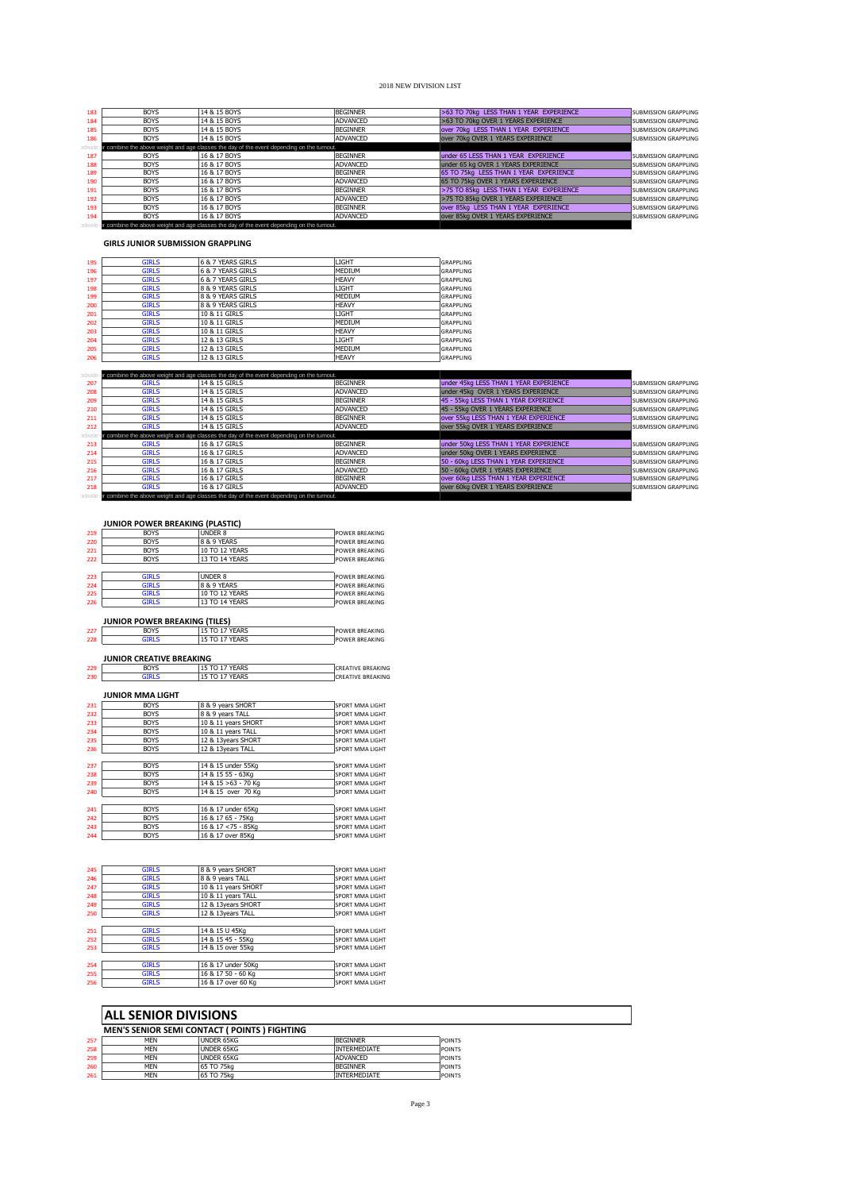2018 NEW DIVISION LIST

| | | | | | |
|---|---|---|---|---|---|
| 183 | BOYS | 14 & 15 BOYS | BEGINNER | >63 TO 70kg LESS THAN 1 YEAR EXPERIENCE | SUBMISSION GRAPPLING |
| 184 | BOYS | 14 & 15 BOYS | ADVANCED | >63 TO 70kg OVER 1 YEARS EXPERIENCE | SUBMISSION GRAPPLING |
| 185 | BOYS | 14 & 15 BOYS | BEGINNER | over 70kg LESS THAN 1 YEAR EXPERIENCE | SUBMISSION GRAPPLING |
| 186 | BOYS | 14 & 15 BOYS | ADVANCED | over 70kg OVER 1 YEARS EXPERIENCE | SUBMISSION GRAPPLING |
| divide or combine the above weight and age classes the day of the event depending on the turnout. | | | | | |
| 187 | BOYS | 16 & 17 BOYS | BEGINNER | under 65 LESS THAN 1 YEAR EXPERIENCE | SUBMISSION GRAPPLING |
| 188 | BOYS | 16 & 17 BOYS | ADVANCED | under 65 kg OVER 1 YEARS EXPERIENCE | SUBMISSION GRAPPLING |
| 189 | BOYS | 16 & 17 BOYS | BEGINNER | 65 TO 75kg LESS THAN 1 YEAR EXPERIENCE | SUBMISSION GRAPPLING |
| 190 | BOYS | 16 & 17 BOYS | ADVANCED | 65 TO 75kg OVER 1 YEARS EXPERIENCE | SUBMISSION GRAPPLING |
| 191 | BOYS | 16 & 17 BOYS | BEGINNER | >75 TO 85kg LESS THAN 1 YEAR EXPERIENCE | SUBMISSION GRAPPLING |
| 192 | BOYS | 16 & 17 BOYS | ADVANCED | >75 TO 85kg OVER 1 YEARS EXPERIENCE | SUBMISSION GRAPPLING |
| 193 | BOYS | 16 & 17 BOYS | BEGINNER | over 85kg LESS THAN 1 YEAR EXPERIENCE | SUBMISSION GRAPPLING |
| 194 | BOYS | 16 & 17 BOYS | ADVANCED | over 85kg OVER 1 YEARS EXPERIENCE | SUBMISSION GRAPPLING |
| divide or combine the above weight and age classes the day of the event depending on the turnout. | | | | | |

**GIRLS JUNIOR SUBMISSION GRAPPLING**

| | | | | |
|---|---|---|---|---|
| 195 | GIRLS | 6 & 7 YEARS GIRLS | LIGHT | GRAPPLING |
| 196 | GIRLS | 6 & 7 YEARS GIRLS | MEDIUM | GRAPPLING |
| 197 | GIRLS | 6 & 7 YEARS GIRLS | HEAVY | GRAPPLING |
| 198 | GIRLS | 8 & 9 YEARS GIRLS | LIGHT | GRAPPLING |
| 199 | GIRLS | 8 & 9 YEARS GIRLS | MEDIUM | GRAPPLING |
| 200 | GIRLS | 8 & 9 YEARS GIRLS | HEAVY | GRAPPLING |
| 201 | GIRLS | 10 & 11 GIRLS | LIGHT | GRAPPLING |
| 202 | GIRLS | 10 & 11 GIRLS | MEDIUM | GRAPPLING |
| 203 | GIRLS | 10 & 11 GIRLS | HEAVY | GRAPPLING |
| 204 | GIRLS | 12 & 13 GIRLS | LIGHT | GRAPPLING |
| 205 | GIRLS | 12 & 13 GIRLS | MEDIUM | GRAPPLING |
| 206 | GIRLS | 12 & 13 GIRLS | HEAVY | GRAPPLING |

| | | | | | |
|---|---|---|---|---|---|
| divide or combine the above weight and age classes the day of the event depending on the turnout. | | | | | |
| 207 | GIRLS | 14 & 15 GIRLS | BEGINNER | under 45kg LESS THAN 1 YEAR EXPERIENCE | SUBMISSION GRAPPLING |
| 208 | GIRLS | 14 & 15 GIRLS | ADVANCED | under 45kg OVER 1 YEARS EXPERIENCE | SUBMISSION GRAPPLING |
| 209 | GIRLS | 14 & 15 GIRLS | BEGINNER | 45 - 55kg LESS THAN 1 YEAR EXPERIENCE | SUBMISSION GRAPPLING |
| 210 | GIRLS | 14 & 15 GIRLS | ADVANCED | 45 - 55kg OVER 1 YEARS EXPERIENCE | SUBMISSION GRAPPLING |
| 211 | GIRLS | 14 & 15 GIRLS | BEGINNER | over 55kg LESS THAN 1 YEAR EXPERIENCE | SUBMISSION GRAPPLING |
| 212 | GIRLS | 14 & 15 GIRLS | ADVANCED | over 55kg OVER 1 YEARS EXPERIENCE | SUBMISSION GRAPPLING |
| divide or combine the above weight and age classes the day of the event depending on the turnout. | | | | | |
| 213 | GIRLS | 16 & 17 GIRLS | BEGINNER | under 50kg LESS THAN 1 YEAR EXPERIENCE | SUBMISSION GRAPPLING |
| 214 | GIRLS | 16 & 17 GIRLS | ADVANCED | under 50kg OVER 1 YEARS EXPERIENCE | SUBMISSION GRAPPLING |
| 215 | GIRLS | 16 & 17 GIRLS | BEGINNER | 50 - 60kg LESS THAN 1 YEAR EXPERIENCE | SUBMISSION GRAPPLING |
| 216 | GIRLS | 16 & 17 GIRLS | ADVANCED | 50 - 60kg OVER 1 YEARS EXPERIENCE | SUBMISSION GRAPPLING |
| 217 | GIRLS | 16 & 17 GIRLS | BEGINNER | over 60kg LESS THAN 1 YEAR EXPERIENCE | SUBMISSION GRAPPLING |
| 218 | GIRLS | 16 & 17 GIRLS | ADVANCED | over 60kg OVER 1 YEARS EXPERIENCE | SUBMISSION GRAPPLING |
| divide or combine the above weight and age classes the day of the event depending on the turnout. | | | | | |

**JUNIOR POWER BREAKING (PLASTIC)**

| | | | |
|---|---|---|---|
| 219 | BOYS | UNDER 8 | POWER BREAKING |
| 220 | BOYS | 8 & 9 YEARS | POWER BREAKING |
| 221 | BOYS | 10 TO 12 YEARS | POWER BREAKING |
| 222 | BOYS | 13 TO 14 YEARS | POWER BREAKING |
| 223 | GIRLS | UNDER 8 | POWER BREAKING |
| 224 | GIRLS | 8 & 9 YEARS | POWER BREAKING |
| 225 | GIRLS | 10 TO 12 YEARS | POWER BREAKING |
| 226 | GIRLS | 13 TO 14 YEARS | POWER BREAKING |

**JUNIOR POWER BREAKING (TILES)**

| | | | |
|---|---|---|---|
| 227 | BOYS | 15 TO 17 YEARS | POWER BREAKING |
| 228 | GIRLS | 15 TO 17 YEARS | POWER BREAKING |

**JUNIOR CREATIVE BREAKING**

| | | | |
|---|---|---|---|
| 229 | BOYS | 15 TO 17 YEARS | CREATIVE BREAKING |
| 230 | GIRLS | 15 TO 17 YEARS | CREATIVE BREAKING |

**JUNIOR MMA LIGHT**

| | | | |
|---|---|---|---|
| 231 | BOYS | 8 & 9 years SHORT | SPORT MMA LIGHT |
| 232 | BOYS | 8 & 9 years TALL | SPORT MMA LIGHT |
| 233 | BOYS | 10 & 11 years SHORT | SPORT MMA LIGHT |
| 234 | BOYS | 10 & 11 years TALL | SPORT MMA LIGHT |
| 235 | BOYS | 12 & 13years SHORT | SPORT MMA LIGHT |
| 236 | BOYS | 12 & 13years TALL | SPORT MMA LIGHT |
| 237 | BOYS | 14 & 15 under 55Kg | SPORT MMA LIGHT |
| 238 | BOYS | 14 & 15 55 - 63Kg | SPORT MMA LIGHT |
| 239 | BOYS | 14 & 15 >63 - 70 Kg | SPORT MMA LIGHT |
| 240 | BOYS | 14 & 15 over 70 Kg | SPORT MMA LIGHT |
| 241 | BOYS | 16 & 17 under 65Kg | SPORT MMA LIGHT |
| 242 | BOYS | 16 & 17 65 - 75Kg | SPORT MMA LIGHT |
| 243 | BOYS | 16 & 17 <75 - 85Kg | SPORT MMA LIGHT |
| 244 | BOYS | 16 & 17 over 85Kg | SPORT MMA LIGHT |

| | | | |
|---|---|---|---|
| 245 | GIRLS | 8 & 9 years SHORT | SPORT MMA LIGHT |
| 246 | GIRLS | 8 & 9 years TALL | SPORT MMA LIGHT |
| 247 | GIRLS | 10 & 11 years SHORT | SPORT MMA LIGHT |
| 248 | GIRLS | 10 & 11 years TALL | SPORT MMA LIGHT |
| 249 | GIRLS | 12 & 13years SHORT | SPORT MMA LIGHT |
| 250 | GIRLS | 12 & 13years TALL | SPORT MMA LIGHT |
| 251 | GIRLS | 14 & 15 U 45Kg | SPORT MMA LIGHT |
| 252 | GIRLS | 14 & 15 45 - 55Kg | SPORT MMA LIGHT |
| 253 | GIRLS | 14 & 15 over 55Kg | SPORT MMA LIGHT |
| 254 | GIRLS | 16 & 17 under 50Kg | SPORT MMA LIGHT |
| 255 | GIRLS | 16 & 17 50 - 60 Kg | SPORT MMA LIGHT |
| 256 | GIRLS | 16 & 17 over 60 Kg | SPORT MMA LIGHT |

## ALL SENIOR DIVISIONS

**MEN'S SENIOR SEMI CONTACT ( POINTS ) FIGHTING**

| | | | | |
|---|---|---|---|---|
| 257 | MEN | UNDER 65KG | BEGINNER | POINTS |
| 258 | MEN | UNDER 65KG | INTERMEDIATE | POINTS |
| 259 | MEN | UNDER 65KG | ADVANCED | POINTS |
| 260 | MEN | 65 TO 75kg | BEGINNER | POINTS |
| 261 | MEN | 65 TO 75kg | INTERMEDIATE | POINTS |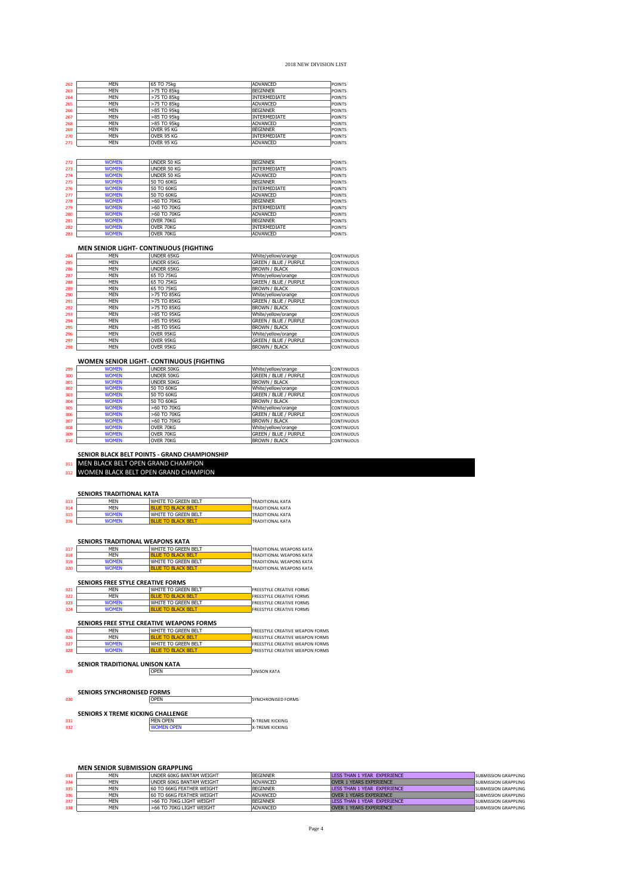2018 NEW DIVISION LIST

| | | | | |
|---|---|---|---|---|
| 262 | MEN | 65 TO 75kg | ADVANCED | POINTS |
| 263 | MEN | >75 TO 85kg | BEGINNER | POINTS |
| 264 | MEN | >75 TO 85kg | INTERMEDIATE | POINTS |
| 265 | MEN | >75 TO 85kg | ADVANCED | POINTS |
| 266 | MEN | >85 TO 95kg | BEGINNER | POINTS |
| 267 | MEN | >85 TO 95kg | INTERMEDIATE | POINTS |
| 268 | MEN | >85 TO 95kg | ADVANCED | POINTS |
| 269 | MEN | OVER 95 KG | BEGINNER | POINTS |
| 270 | MEN | OVER 95 KG | INTERMEDIATE | POINTS |
| 271 | MEN | OVER 95 KG | ADVANCED | POINTS |

| | | | | |
|---|---|---|---|---|
| 272 | WOMEN | UNDER 50 KG | BEGINNER | POINTS |
| 273 | WOMEN | UNDER 50 KG | INTERMEDIATE | POINTS |
| 274 | WOMEN | UNDER 50 KG | ADVANCED | POINTS |
| 275 | WOMEN | 50 TO 60KG | BEGINNER | POINTS |
| 276 | WOMEN | 50 TO 60KG | INTERMEDIATE | POINTS |
| 277 | WOMEN | 50 TO 60KG | ADVANCED | POINTS |
| 278 | WOMEN | >60 TO 70KG | BEGINNER | POINTS |
| 279 | WOMEN | >60 TO 70KG | INTERMEDIATE | POINTS |
| 280 | WOMEN | >60 TO 70KG | ADVANCED | POINTS |
| 281 | WOMEN | OVER 70KG | BEGINNER | POINTS |
| 282 | WOMEN | OVER 70KG | INTERMEDIATE | POINTS |
| 283 | WOMEN | OVER 70KG | ADVANCED | POINTS |

**MEN SENIOR LIGHT- CONTINUOUS (FIGHTING**

| | | | | |
|---|---|---|---|---|
| 284 | MEN | UNDER 65KG | White/yellow/orange | CONTINUOUS |
| 285 | MEN | UNDER 65KG | GREEN / BLUE / PURPLE | CONTINUOUS |
| 286 | MEN | UNDER 65KG | BROWN / BLACK | CONTINUOUS |
| 287 | MEN | 65 TO 75KG | White/yellow/orange | CONTINUOUS |
| 288 | MEN | 65 TO 75KG | GREEN / BLUE / PURPLE | CONTINUOUS |
| 289 | MEN | 65 TO 75KG | BROWN / BLACK | CONTINUOUS |
| 290 | MEN | >75 TO 85KG | White/yellow/orange | CONTINUOUS |
| 291 | MEN | >75 TO 85KG | GREEN / BLUE / PURPLE | CONTINUOUS |
| 292 | MEN | >75 TO 85KG | BROWN / BLACK | CONTINUOUS |
| 293 | MEN | >85 TO 95KG | White/yellow/orange | CONTINUOUS |
| 294 | MEN | >85 TO 95KG | GREEN / BLUE / PURPLE | CONTINUOUS |
| 295 | MEN | >85 TO 95KG | BROWN / BLACK | CONTINUOUS |
| 296 | MEN | OVER 95KG | White/yellow/orange | CONTINUOUS |
| 297 | MEN | OVER 95KG | GREEN / BLUE / PURPLE | CONTINUOUS |
| 298 | MEN | OVER 95KG | BROWN / BLACK | CONTINUOUS |

**WOMEN SENIOR LIGHT- CONTINUOUS (FIGHTING**

| | | | | |
|---|---|---|---|---|
| 299 | WOMEN | UNDER 50KG | White/yellow/orange | CONTINUOUS |
| 300 | WOMEN | UNDER 50KG | GREEN / BLUE / PURPLE | CONTINUOUS |
| 301 | WOMEN | UNDER 50KG | BROWN / BLACK | CONTINUOUS |
| 302 | WOMEN | 50 TO 60KG | White/yellow/orange | CONTINUOUS |
| 303 | WOMEN | 50 TO 60KG | GREEN / BLUE / PURPLE | CONTINUOUS |
| 304 | WOMEN | 50 TO 60KG | BROWN / BLACK | CONTINUOUS |
| 305 | WOMEN | >60 TO 70KG | White/yellow/orange | CONTINUOUS |
| 306 | WOMEN | >60 TO 70KG | GREEN / BLUE / PURPLE | CONTINUOUS |
| 307 | WOMEN | >60 TO 70KG | BROWN / BLACK | CONTINUOUS |
| 308 | WOMEN | OVER 70KG | White/yellow/orange | CONTINUOUS |
| 309 | WOMEN | OVER 70KG | GREEN / BLUE / PURPLE | CONTINUOUS |
| 310 | WOMEN | OVER 70KG | BROWN / BLACK | CONTINUOUS |

**SENIOR BLACK BELT POINTS - GRAND CHAMPIONSHIP**

| | |
|---|---|
| 311 | MEN BLACK BELT OPEN GRAND CHAMPION |
| 312 | WOMEN BLACK BELT OPEN GRAND CHAMPION |

**SENIORS TRADITIONAL KATA**

| | | | |
|---|---|---|---|
| 313 | MEN | WHITE TO GREEN BELT | TRADITIONAL KATA |
| 314 | MEN | BLUE TO BLACK BELT | TRADITIONAL KATA |
| 315 | WOMEN | WHITE TO GREEN BELT | TRADITIONAL KATA |
| 316 | WOMEN | BLUE TO BLACK BELT | TRADITIONAL KATA |

**SENIORS TRADITIONAL WEAPONS KATA**

| | | | |
|---|---|---|---|
| 317 | MEN | WHITE TO GREEN BELT | TRADITIONAL WEAPONS KATA |
| 318 | MEN | BLUE TO BLACK BELT | TRADITIONAL WEAPONS KATA |
| 319 | WOMEN | WHITE TO GREEN BELT | TRADITIONAL WEAPONS KATA |
| 320 | WOMEN | BLUE TO BLACK BELT | TRADITIONAL WEAPONS KATA |

**SENIORS FREE STYLE CREATIVE FORMS**

| | | | |
|---|---|---|---|
| 321 | MEN | WHITE TO GREEN BELT | FREESTYLE CREATIVE FORMS |
| 322 | MEN | BLUE TO BLACK BELT | FREESTYLE CREATIVE FORMS |
| 323 | WOMEN | WHITE TO GREEN BELT | FREESTYLE CREATIVE FORMS |
| 324 | WOMEN | BLUE TO BLACK BELT | FREESTYLE CREATIVE FORMS |

**SENIORS FREE STYLE CREATIVE WEAPONS FORMS**

| | | | |
|---|---|---|---|
| 325 | MEN | WHITE TO GREEN BELT | FREESTYLE CREATIVE WEAPON FORMS |
| 326 | MEN | BLUE TO BLACK BELT | FREESTYLE CREATIVE WEAPON FORMS |
| 327 | WOMEN | WHITE TO GREEN BELT | FREESTYLE CREATIVE WEAPON FORMS |
| 328 | WOMEN | BLUE TO BLACK BELT | FREESTYLE CREATIVE WEAPON FORMS |

**SENIOR TRADITIONAL UNISON KATA**

| | | |
|---|---|---|
| 329 | OPEN | UNISON KATA |

**SENIORS SYNCHRONISED FORMS**

| | | |
|---|---|---|
| 330 | OPEN | SYNCHRONISED FORMS |

**SENIORS X TREME KICKING CHALLENGE**

| | | |
|---|---|---|
| 331 | MEN OPEN | X-TREME KICKING |
| 332 | WOMEN OPEN | X-TREME KICKING |

**MEN SENIOR SUBMISSION GRAPPLING**

| | | | | | |
|---|---|---|---|---|---|
| 333 | MEN | UNDER 60KG BANTAM WEIGHT | BEGINNER | LESS THAN 1 YEAR EXPERIENCE | SUBMISSION GRAPPLING |
| 334 | MEN | UNDER 60KG BANTAM WEIGHT | ADVANCED | OVER 1 YEARS EXPERIENCE | SUBMISSION GRAPPLING |
| 335 | MEN | 60 TO 66KG FEATHER WEIGHT | BEGINNER | LESS THAN 1 YEAR EXPERIENCE | SUBMISSION GRAPPLING |
| 336 | MEN | 60 TO 66KG FEATHER WEIGHT | ADVANCED | OVER 1 YEARS EXPERIENCE | SUBMISSION GRAPPLING |
| 337 | MEN | >66 TO 70KG LIGHT WEIGHT | BEGINNER | LESS THAN 1 YEAR EXPERIENCE | SUBMISSION GRAPPLING |
| 338 | MEN | >66 TO 70KG LIGHT WEIGHT | ADVANCED | OVER 1 YEARS EXPERIENCE | SUBMISSION GRAPPLING |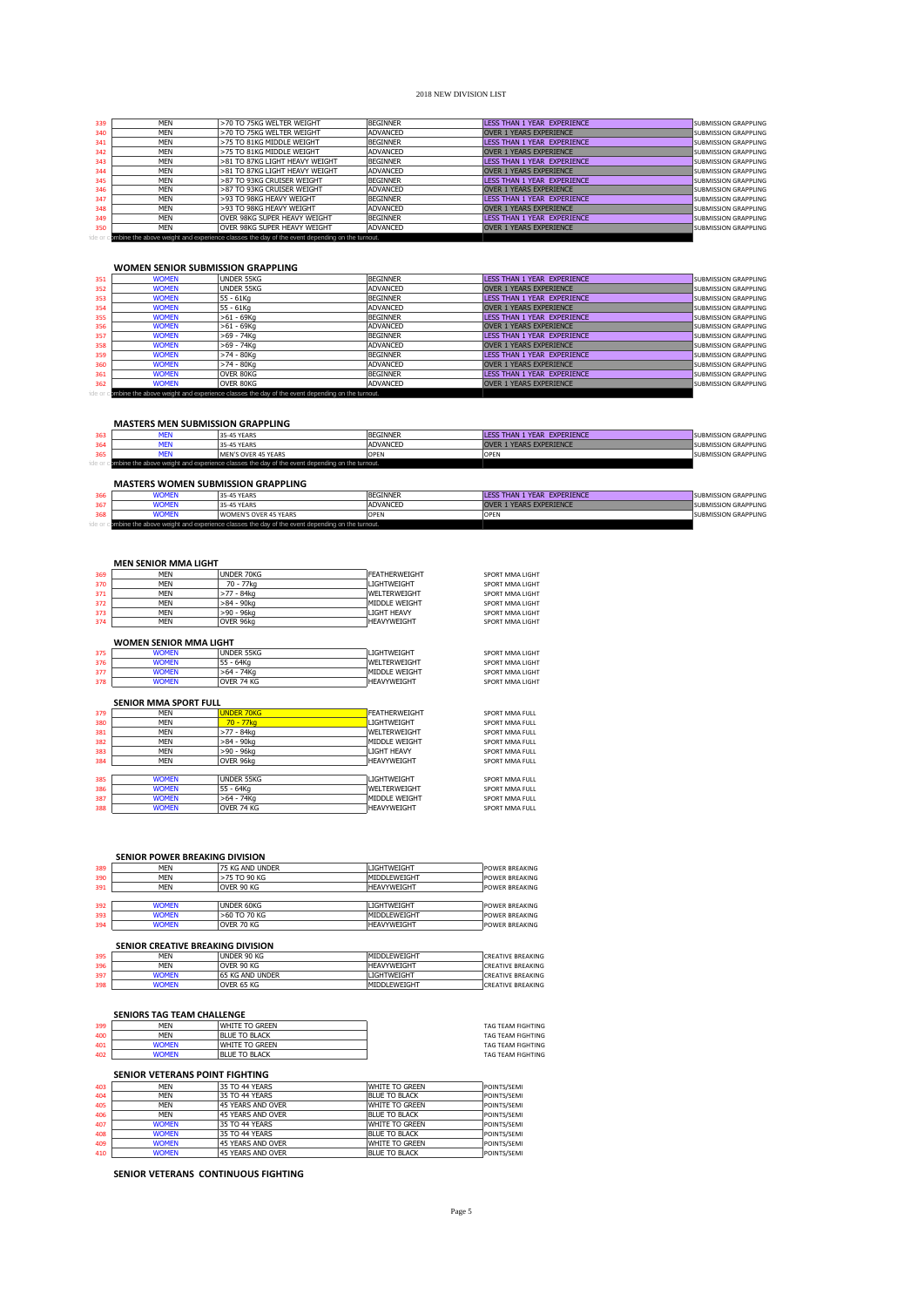2018 NEW DIVISION LIST

| | | | | | |
|---|---|---|---|---|---|
| 339 | MEN | >70 TO 75KG WELTER WEIGHT | BEGINNER | LESS THAN 1 YEAR EXPERIENCE | SUBMISSION GRAPPLING |
| 340 | MEN | >70 TO 75KG WELTER WEIGHT | ADVANCED | OVER 1 YEARS EXPERIENCE | SUBMISSION GRAPPLING |
| 341 | MEN | >75 TO 81KG MIDDLE WEIGHT | BEGINNER | LESS THAN 1 YEAR EXPERIENCE | SUBMISSION GRAPPLING |
| 342 | MEN | >75 TO 81KG MIDDLE WEIGHT | ADVANCED | OVER 1 YEARS EXPERIENCE | SUBMISSION GRAPPLING |
| 343 | MEN | >81 TO 87KG LIGHT HEAVY WEIGHT | BEGINNER | LESS THAN 1 YEAR EXPERIENCE | SUBMISSION GRAPPLING |
| 344 | MEN | >81 TO 87KG LIGHT HEAVY WEIGHT | ADVANCED | OVER 1 YEARS EXPERIENCE | SUBMISSION GRAPPLING |
| 345 | MEN | >87 TO 93KG CRUISER WEIGHT | BEGINNER | LESS THAN 1 YEAR EXPERIENCE | SUBMISSION GRAPPLING |
| 346 | MEN | >87 TO 93KG CRUISER WEIGHT | ADVANCED | OVER 1 YEARS EXPERIENCE | SUBMISSION GRAPPLING |
| 347 | MEN | >93 TO 98KG HEAVY WEIGHT | BEGINNER | LESS THAN 1 YEAR EXPERIENCE | SUBMISSION GRAPPLING |
| 348 | MEN | >93 TO 98KG HEAVY WEIGHT | ADVANCED | OVER 1 YEARS EXPERIENCE | SUBMISSION GRAPPLING |
| 349 | MEN | OVER 98KG SUPER HEAVY WEIGHT | BEGINNER | LESS THAN 1 YEAR EXPERIENCE | SUBMISSION GRAPPLING |
| 350 | MEN | OVER 98KG SUPER HEAVY WEIGHT | ADVANCED | OVER 1 YEARS EXPERIENCE | SUBMISSION GRAPPLING |

ide or combine the above weight and experience classes the day of the event depending on the turnout.

### WOMEN SENIOR SUBMISSION GRAPPLING

| | | | | | |
|---|---|---|---|---|---|
| 351 | WOMEN | UNDER 55KG | BEGINNER | LESS THAN 1 YEAR EXPERIENCE | SUBMISSION GRAPPLING |
| 352 | WOMEN | UNDER 55KG | ADVANCED | OVER 1 YEARS EXPERIENCE | SUBMISSION GRAPPLING |
| 353 | WOMEN | 55 - 61Kg | BEGINNER | LESS THAN 1 YEAR EXPERIENCE | SUBMISSION GRAPPLING |
| 354 | WOMEN | 55 - 61Kg | ADVANCED | OVER 1 YEARS EXPERIENCE | SUBMISSION GRAPPLING |
| 355 | WOMEN | >61 - 69Kg | BEGINNER | LESS THAN 1 YEAR EXPERIENCE | SUBMISSION GRAPPLING |
| 356 | WOMEN | >61 - 69Kg | ADVANCED | OVER 1 YEARS EXPERIENCE | SUBMISSION GRAPPLING |
| 357 | WOMEN | >69 - 74Kg | BEGINNER | LESS THAN 1 YEAR EXPERIENCE | SUBMISSION GRAPPLING |
| 358 | WOMEN | >69 - 74Kg | ADVANCED | OVER 1 YEARS EXPERIENCE | SUBMISSION GRAPPLING |
| 359 | WOMEN | >74 - 80Kg | BEGINNER | LESS THAN 1 YEAR EXPERIENCE | SUBMISSION GRAPPLING |
| 360 | WOMEN | >74 - 80Kg | ADVANCED | OVER 1 YEARS EXPERIENCE | SUBMISSION GRAPPLING |
| 361 | WOMEN | OVER 80KG | BEGINNER | LESS THAN 1 YEAR EXPERIENCE | SUBMISSION GRAPPLING |
| 362 | WOMEN | OVER 80KG | ADVANCED | OVER 1 YEARS EXPERIENCE | SUBMISSION GRAPPLING |

ide or combine the above weight and experience classes the day of the event depending on the turnout.

### MASTERS MEN SUBMISSION GRAPPLING

| | | | | | |
|---|---|---|---|---|---|
| 363 | MEN | 35-45 YEARS | BEGINNER | LESS THAN 1 YEAR EXPERIENCE | SUBMISSION GRAPPLING |
| 364 | MEN | 35-45 YEARS | ADVANCED | OVER 1 YEARS EXPERIENCE | SUBMISSION GRAPPLING |
| 365 | MEN | MEN'S OVER 45 YEARS | OPEN | OPEN | SUBMISSION GRAPPLING |

ide or combine the above weight and experience classes the day of the event depending on the turnout.

### MASTERS WOMEN SUBMISSION GRAPPLING

| | | | | | |
|---|---|---|---|---|---|
| 366 | WOMEN | 35-45 YEARS | BEGINNER | LESS THAN 1 YEAR EXPERIENCE | SUBMISSION GRAPPLING |
| 367 | WOMEN | 35-45 YEARS | ADVANCED | OVER 1 YEARS EXPERIENCE | SUBMISSION GRAPPLING |
| 368 | WOMEN | WOMEN'S OVER 45 YEARS | OPEN | OPEN | SUBMISSION GRAPPLING |

ide or combine the above weight and experience classes the day of the event depending on the turnout.

### MEN SENIOR MMA LIGHT

| | | | | |
|---|---|---|---|---|
| 369 | MEN | UNDER 70KG | FEATHERWEIGHT | SPORT MMA LIGHT |
| 370 | MEN | 70 - 77kg | LIGHTWEIGHT | SPORT MMA LIGHT |
| 371 | MEN | >77 - 84kg | WELTERWEIGHT | SPORT MMA LIGHT |
| 372 | MEN | >84 - 90kg | MIDDLE WEIGHT | SPORT MMA LIGHT |
| 373 | MEN | >90 - 96kg | LIGHT HEAVY | SPORT MMA LIGHT |
| 374 | MEN | OVER 96kg | HEAVYWEIGHT | SPORT MMA LIGHT |

### WOMEN SENIOR MMA LIGHT

| | | | | |
|---|---|---|---|---|
| 375 | WOMEN | UNDER 55KG | LIGHTWEIGHT | SPORT MMA LIGHT |
| 376 | WOMEN | 55 - 64Kg | WELTERWEIGHT | SPORT MMA LIGHT |
| 377 | WOMEN | >64 - 74Kg | MIDDLE WEIGHT | SPORT MMA LIGHT |
| 378 | WOMEN | OVER 74 KG | HEAVYWEIGHT | SPORT MMA LIGHT |

### SENIOR MMA SPORT FULL

| | | | | |
|---|---|---|---|---|
| 379 | MEN | UNDER 70KG | FEATHERWEIGHT | SPORT MMA FULL |
| 380 | MEN | 70 - 77kg | LIGHTWEIGHT | SPORT MMA FULL |
| 381 | MEN | >77 - 84kg | WELTERWEIGHT | SPORT MMA FULL |
| 382 | MEN | >84 - 90kg | MIDDLE WEIGHT | SPORT MMA FULL |
| 383 | MEN | >90 - 96kg | LIGHT HEAVY | SPORT MMA FULL |
| 384 | MEN | OVER 96kg | HEAVYWEIGHT | SPORT MMA FULL |
| 385 | WOMEN | UNDER 55KG | LIGHTWEIGHT | SPORT MMA FULL |
| 386 | WOMEN | 55 - 64Kg | WELTERWEIGHT | SPORT MMA FULL |
| 387 | WOMEN | >64 - 74Kg | MIDDLE WEIGHT | SPORT MMA FULL |
| 388 | WOMEN | OVER 74 KG | HEAVYWEIGHT | SPORT MMA FULL |

### SENIOR POWER BREAKING DIVISION

| | | | | |
|---|---|---|---|---|
| 389 | MEN | 75 KG AND UNDER | LIGHTWEIGHT | POWER BREAKING |
| 390 | MEN | >75 TO 90 KG | MIDDLEWEIGHT | POWER BREAKING |
| 391 | MEN | OVER 90 KG | HEAVYWEIGHT | POWER BREAKING |
| 392 | WOMEN | UNDER 60KG | LIGHTWEIGHT | POWER BREAKING |
| 393 | WOMEN | >60 TO 70 KG | MIDDLEWEIGHT | POWER BREAKING |
| 394 | WOMEN | OVER 70 KG | HEAVYWEIGHT | POWER BREAKING |

### SENIOR CREATIVE BREAKING DIVISION

| | | | | |
|---|---|---|---|---|
| 395 | MEN | UNDER 90 KG | MIDDLEWEIGHT | CREATIVE BREAKING |
| 396 | MEN | OVER 90 KG | HEAVYWEIGHT | CREATIVE BREAKING |
| 397 | WOMEN | 65 KG AND UNDER | LIGHTWEIGHT | CREATIVE BREAKING |
| 398 | WOMEN | OVER 65 KG | MIDDLEWEIGHT | CREATIVE BREAKING |

### SENIORS TAG TEAM CHALLENGE

| | | | |
|---|---|---|---|
| 399 | MEN | WHITE TO GREEN | TAG TEAM FIGHTING |
| 400 | MEN | BLUE TO BLACK | TAG TEAM FIGHTING |
| 401 | WOMEN | WHITE TO GREEN | TAG TEAM FIGHTING |
| 402 | WOMEN | BLUE TO BLACK | TAG TEAM FIGHTING |

### SENIOR VETERANS POINT FIGHTING

| | | | | |
|---|---|---|---|---|
| 403 | MEN | 35 TO 44 YEARS | WHITE TO GREEN | POINTS/SEMI |
| 404 | MEN | 35 TO 44 YEARS | BLUE TO BLACK | POINTS/SEMI |
| 405 | MEN | 45 YEARS AND OVER | WHITE TO GREEN | POINTS/SEMI |
| 406 | MEN | 45 YEARS AND OVER | BLUE TO BLACK | POINTS/SEMI |
| 407 | WOMEN | 35 TO 44 YEARS | WHITE TO GREEN | POINTS/SEMI |
| 408 | WOMEN | 35 TO 44 YEARS | BLUE TO BLACK | POINTS/SEMI |
| 409 | WOMEN | 45 YEARS AND OVER | WHITE TO GREEN | POINTS/SEMI |
| 410 | WOMEN | 45 YEARS AND OVER | BLUE TO BLACK | POINTS/SEMI |

### SENIOR VETERANS CONTINUOUS FIGHTING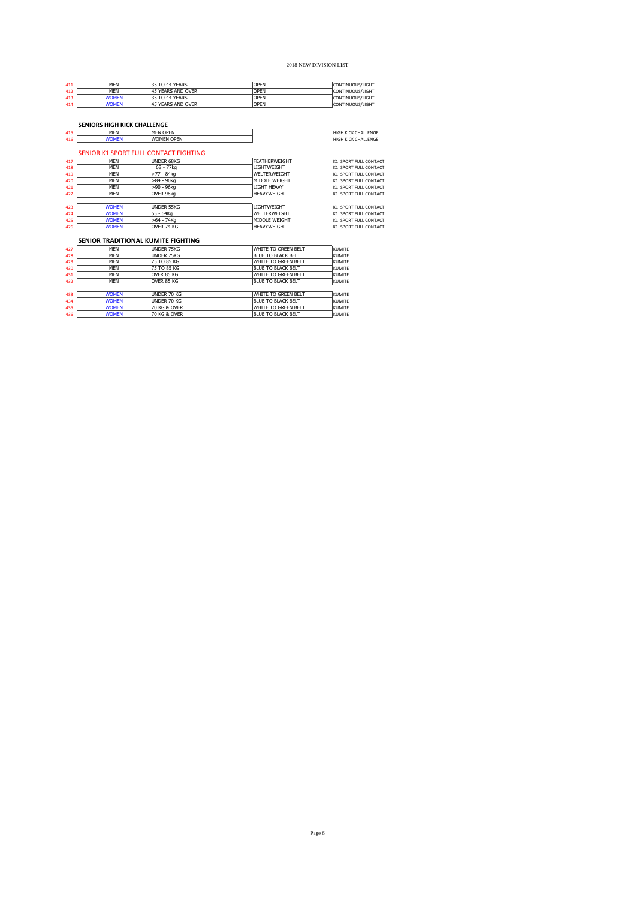2018 NEW DIVISION LIST

| | | | | |
|---|---|---|---|---|
| 411 | MEN | 35 TO 44 YEARS | OPEN | CONTINUOUS/LIGHT |
| 412 | MEN | 45 YEARS AND OVER | OPEN | CONTINUOUS/LIGHT |
| 413 | WOMEN | 35 TO 44 YEARS | OPEN | CONTINUOUS/LIGHT |
| 414 | WOMEN | 45 YEARS AND OVER | OPEN | CONTINUOUS/LIGHT |

## SENIORS HIGH KICK CHALLENGE

| | | | | |
|---|---|---|---|---|
| 415 | MEN | MEN OPEN | | HIGH KICK CHALLENGE |
| 416 | WOMEN | WOMEN OPEN | | HIGH KICK CHALLENGE |

## SENIOR K1 SPORT FULL CONTACT FIGHTING

| | | | | |
|---|---|---|---|---|
| 417 | MEN | UNDER 68KG | FEATHERWEIGHT | K1 SPORT FULL CONTACT |
| 418 | MEN | 68 - 77kg | LIGHTWEIGHT | K1 SPORT FULL CONTACT |
| 419 | MEN | >77 - 84kg | WELTERWEIGHT | K1 SPORT FULL CONTACT |
| 420 | MEN | >84 - 90kg | MIDDLE WEIGHT | K1 SPORT FULL CONTACT |
| 421 | MEN | >90 - 96kg | LIGHT HEAVY | K1 SPORT FULL CONTACT |
| 422 | MEN | OVER 96kg | HEAVYWEIGHT | K1 SPORT FULL CONTACT |
| 423 | WOMEN | UNDER 55KG | LIGHTWEIGHT | K1 SPORT FULL CONTACT |
| 424 | WOMEN | 55 - 64Kg | WELTERWEIGHT | K1 SPORT FULL CONTACT |
| 425 | WOMEN | >64 - 74Kg | MIDDLE WEIGHT | K1 SPORT FULL CONTACT |
| 426 | WOMEN | OVER 74 KG | HEAVYWEIGHT | K1 SPORT FULL CONTACT |

## SENIOR TRADITIONAL KUMITE FIGHTING

| | | | | |
|---|---|---|---|---|
| 427 | MEN | UNDER 75KG | WHITE TO GREEN BELT | KUMITE |
| 428 | MEN | UNDER 75KG | BLUE TO BLACK BELT | KUMITE |
| 429 | MEN | 75 TO 85 KG | WHITE TO GREEN BELT | KUMITE |
| 430 | MEN | 75 TO 85 KG | BLUE TO BLACK BELT | KUMITE |
| 431 | MEN | OVER 85 KG | WHITE TO GREEN BELT | KUMITE |
| 432 | MEN | OVER 85 KG | BLUE TO BLACK BELT | KUMITE |
| 433 | WOMEN | UNDER 70 KG | WHITE TO GREEN BELT | KUMITE |
| 434 | WOMEN | UNDER 70 KG | BLUE TO BLACK BELT | KUMITE |
| 435 | WOMEN | 70 KG & OVER | WHITE TO GREEN BELT | KUMITE |
| 436 | WOMEN | 70 KG & OVER | BLUE TO BLACK BELT | KUMITE |